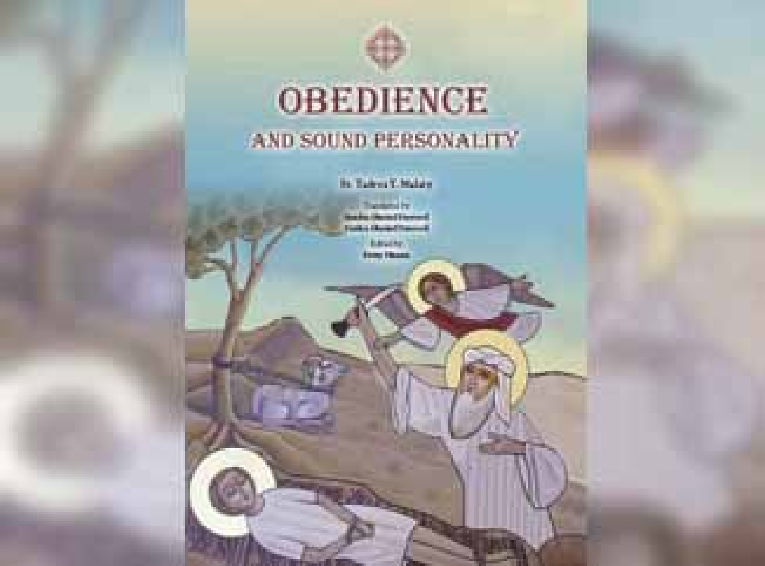# OBEDIENCE

## AND SOUND PERSONALITY

Fr. Tadros Y. Malaty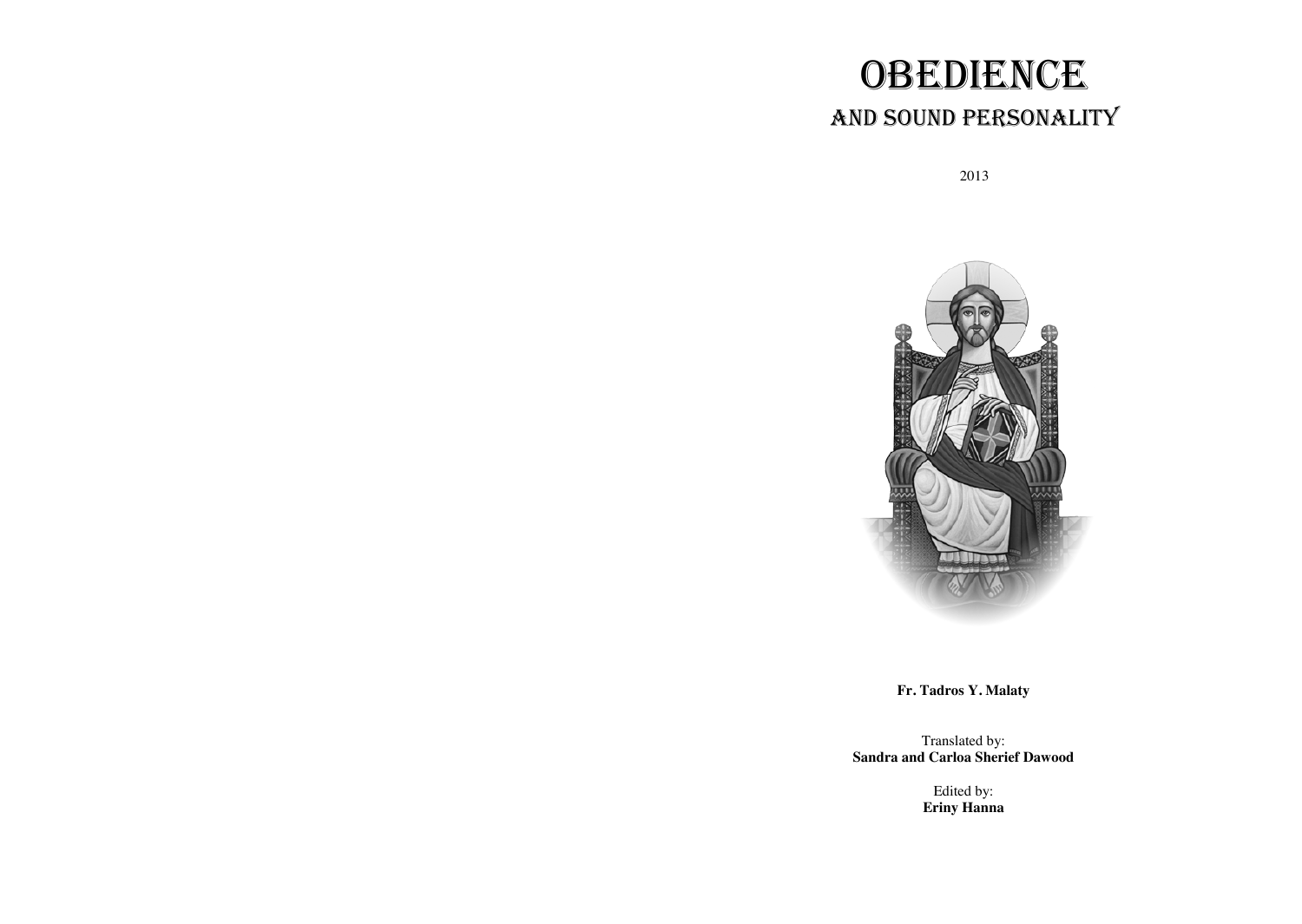# OBEDIENCE

## AND SOUND PERSONALITY

2013

**Fr. Tadros Y. Malaty**

Translated by:
**Sandra and Carloa Sherief Dawood**

Edited by:
**Eriny Hanna**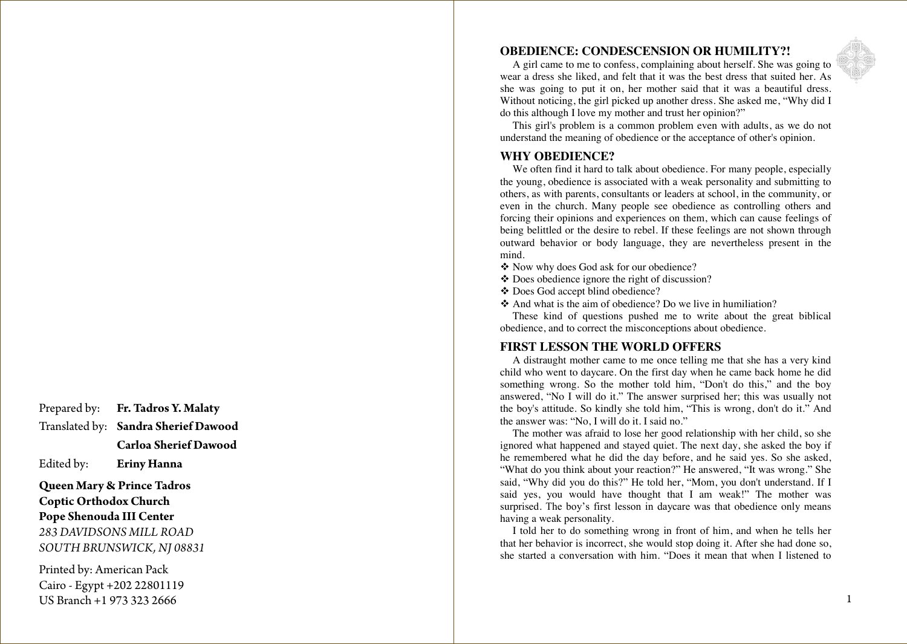Prepared by: **Fr. Tadros Y. Malaty**

Translated by: **Sandra Sherief Dawood**

**Carloa Sherief Dawood**

Edited by: **Eriny Hanna**

**Queen Mary & Prince Tadros**
**Coptic Orthodox Church**
**Pope Shenouda III Center**
*283 DAVIDSONS MILL ROAD*
*SOUTH BRUNSWICK, NJ 08831*

Printed by: American Pack
Cairo - Egypt +202 22801119
US Branch +1 973 323 2666

## OBEDIENCE: CONDESCENSION OR HUMILITY?!

A girl came to me to confess, complaining about herself. She was going to wear a dress she liked, and felt that it was the best dress that suited her. As she was going to put it on, her mother said that it was a beautiful dress. Without noticing, the girl picked up another dress. She asked me, "Why did I do this although I love my mother and trust her opinion?"

This girl's problem is a common problem even with adults, as we do not understand the meaning of obedience or the acceptance of other's opinion.

## WHY OBEDIENCE?

We often find it hard to talk about obedience. For many people, especially the young, obedience is associated with a weak personality and submitting to others, as with parents, consultants or leaders at school, in the community, or even in the church. Many people see obedience as controlling others and forcing their opinions and experiences on them, which can cause feelings of being belittled or the desire to rebel. If these feelings are not shown through outward behavior or body language, they are nevertheless present in the mind.

- ❖ Now why does God ask for our obedience?
- ❖ Does obedience ignore the right of discussion?
- ❖ Does God accept blind obedience?
- ❖ And what is the aim of obedience? Do we live in humiliation?

These kind of questions pushed me to write about the great biblical obedience, and to correct the misconceptions about obedience.

## FIRST LESSON THE WORLD OFFERS

A distraught mother came to me once telling me that she has a very kind child who went to daycare. On the first day when he came back home he did something wrong. So the mother told him, "Don't do this," and the boy answered, "No I will do it." The answer surprised her; this was usually not the boy's attitude. So kindly she told him, "This is wrong, don't do it." And the answer was: "No, I will do it. I said no."

The mother was afraid to lose her good relationship with her child, so she ignored what happened and stayed quiet. The next day, she asked the boy if he remembered what he did the day before, and he said yes. So she asked, "What do you think about your reaction?" He answered, "It was wrong." She said, "Why did you do this?" He told her, "Mom, you don't understand. If I said yes, you would have thought that I am weak!" The mother was surprised. The boy's first lesson in daycare was that obedience only means having a weak personality.

I told her to do something wrong in front of him, and when he tells her that her behavior is incorrect, she would stop doing it. After she had done so, she started a conversation with him. "Does it mean that when I listened to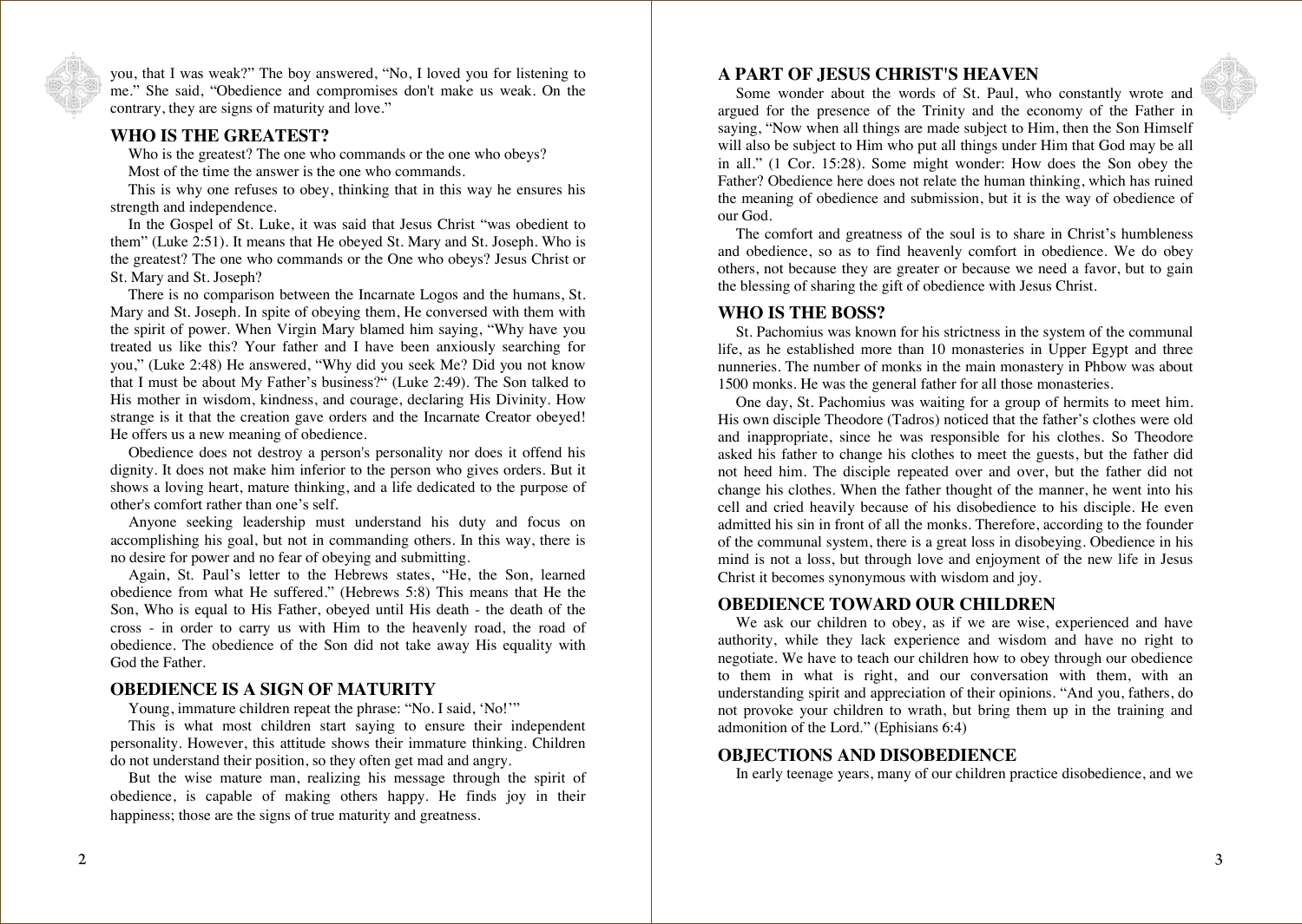you, that I was weak?" The boy answered, "No, I loved you for listening to me." She said, "Obedience and compromises don't make us weak. On the contrary, they are signs of maturity and love."

## WHO IS THE GREATEST?

Who is the greatest? The one who commands or the one who obeys?

Most of the time the answer is the one who commands.

This is why one refuses to obey, thinking that in this way he ensures his strength and independence.

In the Gospel of St. Luke, it was said that Jesus Christ "was obedient to them" (Luke 2:51). It means that He obeyed St. Mary and St. Joseph. Who is the greatest? The one who commands or the One who obeys? Jesus Christ or St. Mary and St. Joseph?

There is no comparison between the Incarnate Logos and the humans, St. Mary and St. Joseph. In spite of obeying them, He conversed with them with the spirit of power. When Virgin Mary blamed him saying, "Why have you treated us like this? Your father and I have been anxiously searching for you," (Luke 2:48) He answered, "Why did you seek Me? Did you not know that I must be about My Father's business?" (Luke 2:49). The Son talked to His mother in wisdom, kindness, and courage, declaring His Divinity. How strange is it that the creation gave orders and the Incarnate Creator obeyed! He offers us a new meaning of obedience.

Obedience does not destroy a person's personality nor does it offend his dignity. It does not make him inferior to the person who gives orders. But it shows a loving heart, mature thinking, and a life dedicated to the purpose of other's comfort rather than one's self.

Anyone seeking leadership must understand his duty and focus on accomplishing his goal, but not in commanding others. In this way, there is no desire for power and no fear of obeying and submitting.

Again, St. Paul's letter to the Hebrews states, "He, the Son, learned obedience from what He suffered." (Hebrews 5:8) This means that He the Son, Who is equal to His Father, obeyed until His death - the death of the cross - in order to carry us with Him to the heavenly road, the road of obedience. The obedience of the Son did not take away His equality with God the Father.

## OBEDIENCE IS A SIGN OF MATURITY

Young, immature children repeat the phrase: "No. I said, 'No!'"

This is what most children start saying to ensure their independent personality. However, this attitude shows their immature thinking. Children do not understand their position, so they often get mad and angry.

But the wise mature man, realizing his message through the spirit of obedience, is capable of making others happy. He finds joy in their happiness; those are the signs of true maturity and greatness.

## A PART OF JESUS CHRIST'S HEAVEN

Some wonder about the words of St. Paul, who constantly wrote and argued for the presence of the Trinity and the economy of the Father in saying, "Now when all things are made subject to Him, then the Son Himself will also be subject to Him who put all things under Him that God may be all in all." (1 Cor. 15:28). Some might wonder: How does the Son obey the Father? Obedience here does not relate the human thinking, which has ruined the meaning of obedience and submission, but it is the way of obedience of our God.

The comfort and greatness of the soul is to share in Christ's humbleness and obedience, so as to find heavenly comfort in obedience. We do obey others, not because they are greater or because we need a favor, but to gain the blessing of sharing the gift of obedience with Jesus Christ.

## WHO IS THE BOSS?

St. Pachomius was known for his strictness in the system of the communal life, as he established more than 10 monasteries in Upper Egypt and three nunneries. The number of monks in the main monastery in Phbow was about 1500 monks. He was the general father for all those monasteries.

One day, St. Pachomius was waiting for a group of hermits to meet him. His own disciple Theodore (Tadros) noticed that the father's clothes were old and inappropriate, since he was responsible for his clothes. So Theodore asked his father to change his clothes to meet the guests, but the father did not heed him. The disciple repeated over and over, but the father did not change his clothes. When the father thought of the manner, he went into his cell and cried heavily because of his disobedience to his disciple. He even admitted his sin in front of all the monks. Therefore, according to the founder of the communal system, there is a great loss in disobeying. Obedience in his mind is not a loss, but through love and enjoyment of the new life in Jesus Christ it becomes synonymous with wisdom and joy.

## OBEDIENCE TOWARD OUR CHILDREN

We ask our children to obey, as if we are wise, experienced and have authority, while they lack experience and wisdom and have no right to negotiate. We have to teach our children how to obey through our obedience to them in what is right, and our conversation with them, with an understanding spirit and appreciation of their opinions. "And you, fathers, do not provoke your children to wrath, but bring them up in the training and admonition of the Lord." (Ephisians 6:4)

## OBJECTIONS AND DISOBEDIENCE

In early teenage years, many of our children practice disobedience, and we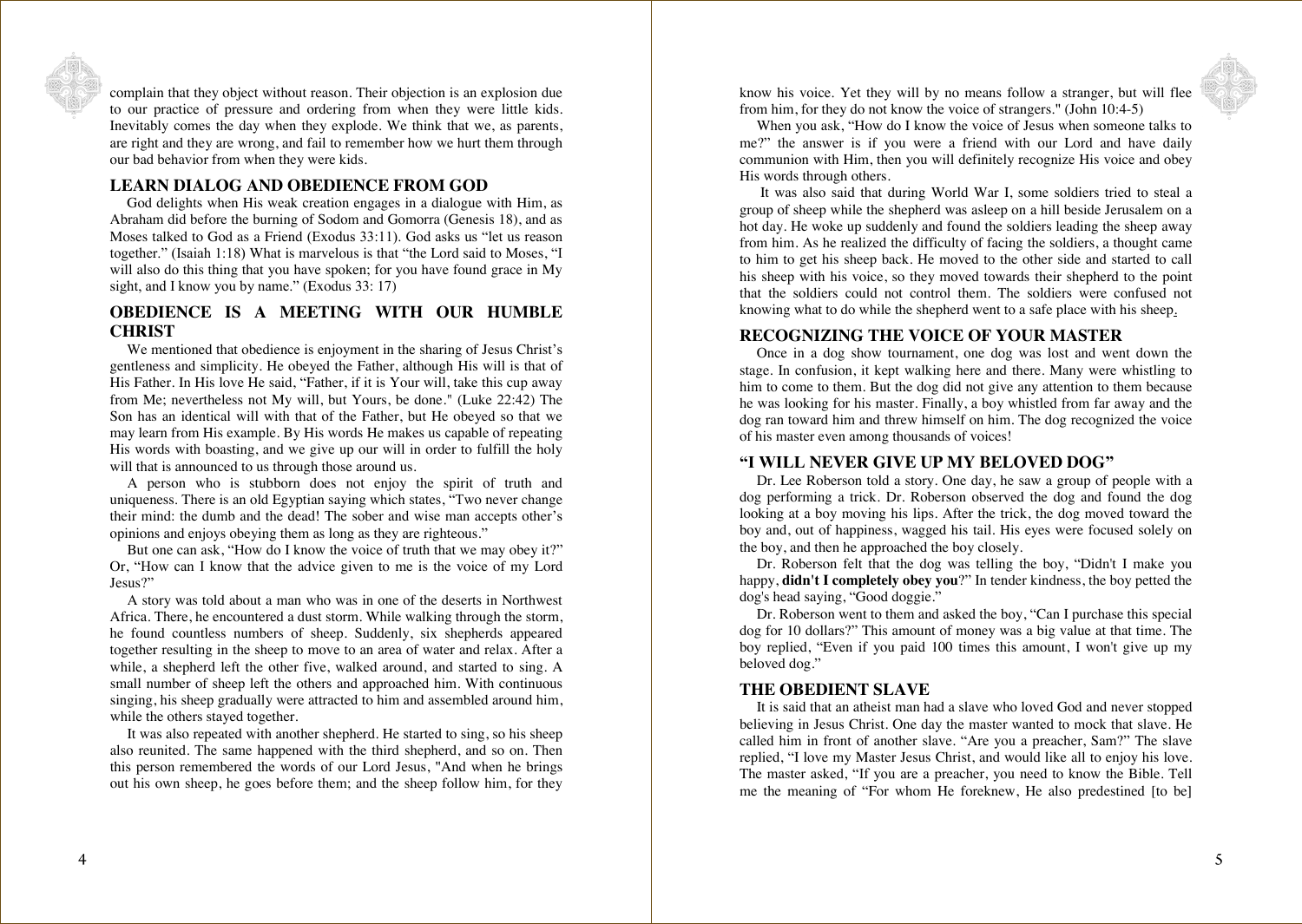complain that they object without reason. Their objection is an explosion due to our practice of pressure and ordering from when they were little kids. Inevitably comes the day when they explode. We think that we, as parents, are right and they are wrong, and fail to remember how we hurt them through our bad behavior from when they were kids.

## LEARN DIALOG AND OBEDIENCE FROM GOD

God delights when His weak creation engages in a dialogue with Him, as Abraham did before the burning of Sodom and Gomorra (Genesis 18), and as Moses talked to God as a Friend (Exodus 33:11). God asks us "let us reason together." (Isaiah 1:18) What is marvelous is that "the Lord said to Moses, "I will also do this thing that you have spoken; for you have found grace in My sight, and I know you by name." (Exodus 33: 17)

## OBEDIENCE IS A MEETING WITH OUR HUMBLE CHRIST

We mentioned that obedience is enjoyment in the sharing of Jesus Christ's gentleness and simplicity. He obeyed the Father, although His will is that of His Father. In His love He said, "Father, if it is Your will, take this cup away from Me; nevertheless not My will, but Yours, be done." (Luke 22:42) The Son has an identical will with that of the Father, but He obeyed so that we may learn from His example. By His words He makes us capable of repeating His words with boasting, and we give up our will in order to fulfill the holy will that is announced to us through those around us.

A person who is stubborn does not enjoy the spirit of truth and uniqueness. There is an old Egyptian saying which states, "Two never change their mind: the dumb and the dead! The sober and wise man accepts other's opinions and enjoys obeying them as long as they are righteous."

But one can ask, "How do I know the voice of truth that we may obey it?" Or, "How can I know that the advice given to me is the voice of my Lord Jesus?"

A story was told about a man who was in one of the deserts in Northwest Africa. There, he encountered a dust storm. While walking through the storm, he found countless numbers of sheep. Suddenly, six shepherds appeared together resulting in the sheep to move to an area of water and relax. After a while, a shepherd left the other five, walked around, and started to sing. A small number of sheep left the others and approached him. With continuous singing, his sheep gradually were attracted to him and assembled around him, while the others stayed together.

It was also repeated with another shepherd. He started to sing, so his sheep also reunited. The same happened with the third shepherd, and so on. Then this person remembered the words of our Lord Jesus, "And when he brings out his own sheep, he goes before them; and the sheep follow him, for they know his voice. Yet they will by no means follow a stranger, but will flee from him, for they do not know the voice of strangers." (John 10:4-5)

When you ask, "How do I know the voice of Jesus when someone talks to me?" the answer is if you were a friend with our Lord and have daily communion with Him, then you will definitely recognize His voice and obey His words through others.

It was also said that during World War I, some soldiers tried to steal a group of sheep while the shepherd was asleep on a hill beside Jerusalem on a hot day. He woke up suddenly and found the soldiers leading the sheep away from him. As he realized the difficulty of facing the soldiers, a thought came to him to get his sheep back. He moved to the other side and started to call his sheep with his voice, so they moved towards their shepherd to the point that the soldiers could not control them. The soldiers were confused not knowing what to do while the shepherd went to a safe place with his sheep.

## RECOGNIZING THE VOICE OF YOUR MASTER

Once in a dog show tournament, one dog was lost and went down the stage. In confusion, it kept walking here and there. Many were whistling to him to come to them. But the dog did not give any attention to them because he was looking for his master. Finally, a boy whistled from far away and the dog ran toward him and threw himself on him. The dog recognized the voice of his master even among thousands of voices!

## "I WILL NEVER GIVE UP MY BELOVED DOG"

Dr. Lee Roberson told a story. One day, he saw a group of people with a dog performing a trick. Dr. Roberson observed the dog and found the dog looking at a boy moving his lips. After the trick, the dog moved toward the boy and, out of happiness, wagged his tail. His eyes were focused solely on the boy, and then he approached the boy closely.

Dr. Roberson felt that the dog was telling the boy, "Didn't I make you happy, **didn't I completely obey you**?" In tender kindness, the boy petted the dog's head saying, "Good doggie."

Dr. Roberson went to them and asked the boy, "Can I purchase this special dog for 10 dollars?" This amount of money was a big value at that time. The boy replied, "Even if you paid 100 times this amount, I won't give up my beloved dog."

## THE OBEDIENT SLAVE

It is said that an atheist man had a slave who loved God and never stopped believing in Jesus Christ. One day the master wanted to mock that slave. He called him in front of another slave. "Are you a preacher, Sam?" The slave replied, "I love my Master Jesus Christ, and would like all to enjoy his love. The master asked, "If you are a preacher, you need to know the Bible. Tell me the meaning of "For whom He foreknew, He also predestined [to be]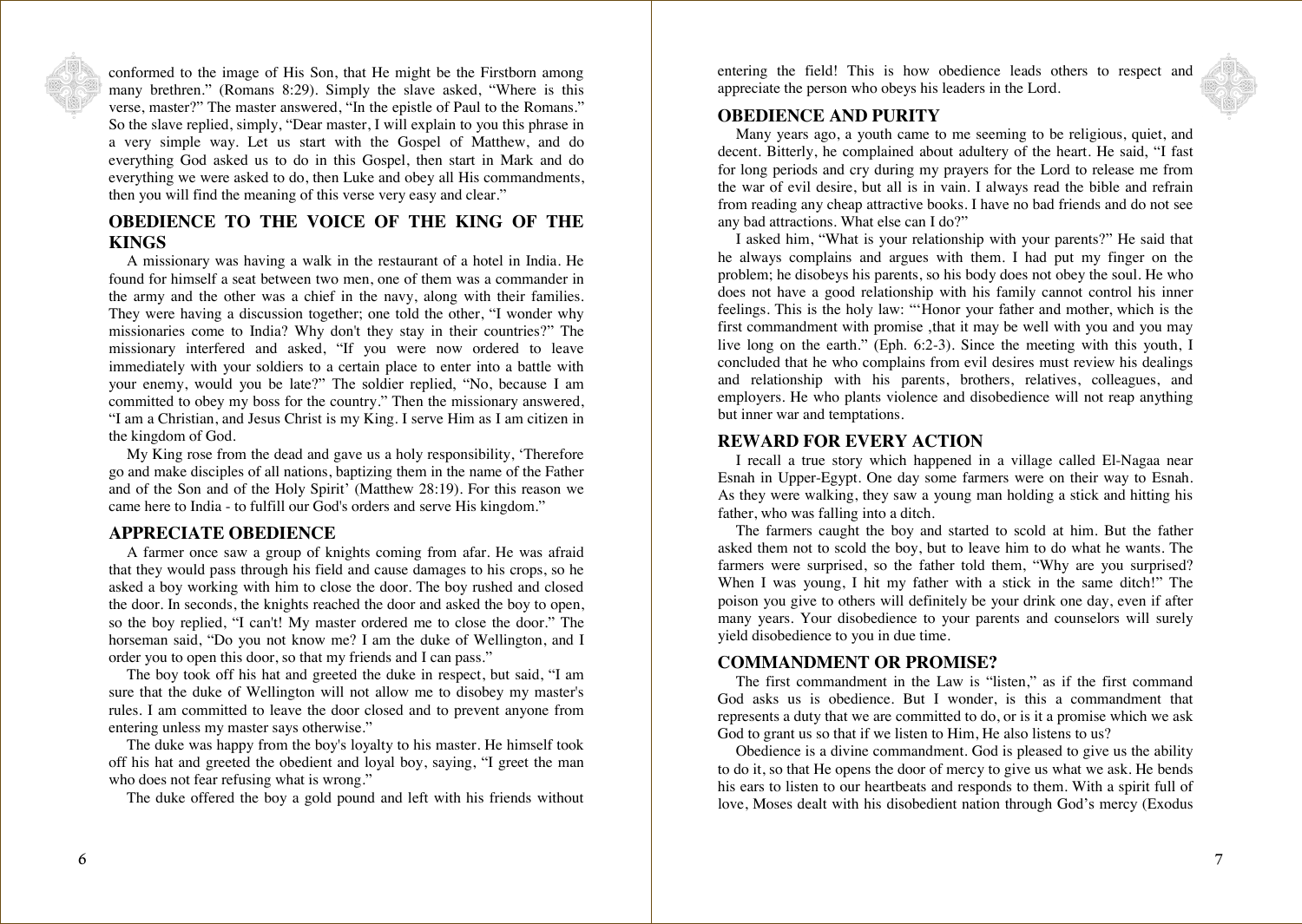conformed to the image of His Son, that He might be the Firstborn among many brethren." (Romans 8:29). Simply the slave asked, "Where is this verse, master?" The master answered, "In the epistle of Paul to the Romans." So the slave replied, simply, "Dear master, I will explain to you this phrase in a very simple way. Let us start with the Gospel of Matthew, and do everything God asked us to do in this Gospel, then start in Mark and do everything we were asked to do, then Luke and obey all His commandments, then you will find the meaning of this verse very easy and clear."

## OBEDIENCE TO THE VOICE OF THE KING OF THE KINGS

A missionary was having a walk in the restaurant of a hotel in India. He found for himself a seat between two men, one of them was a commander in the army and the other was a chief in the navy, along with their families. They were having a discussion together; one told the other, "I wonder why missionaries come to India? Why don't they stay in their countries?" The missionary interfered and asked, "If you were now ordered to leave immediately with your soldiers to a certain place to enter into a battle with your enemy, would you be late?" The soldier replied, "No, because I am committed to obey my boss for the country." Then the missionary answered, "I am a Christian, and Jesus Christ is my King. I serve Him as I am citizen in the kingdom of God.

My King rose from the dead and gave us a holy responsibility, 'Therefore go and make disciples of all nations, baptizing them in the name of the Father and of the Son and of the Holy Spirit' (Matthew 28:19). For this reason we came here to India - to fulfill our God's orders and serve His kingdom."

## APPRECIATE OBEDIENCE

A farmer once saw a group of knights coming from afar. He was afraid that they would pass through his field and cause damages to his crops, so he asked a boy working with him to close the door. The boy rushed and closed the door. In seconds, the knights reached the door and asked the boy to open, so the boy replied, "I can't! My master ordered me to close the door." The horseman said, "Do you not know me? I am the duke of Wellington, and I order you to open this door, so that my friends and I can pass."

The boy took off his hat and greeted the duke in respect, but said, "I am sure that the duke of Wellington will not allow me to disobey my master's rules. I am committed to leave the door closed and to prevent anyone from entering unless my master says otherwise."

The duke was happy from the boy's loyalty to his master. He himself took off his hat and greeted the obedient and loyal boy, saying, "I greet the man who does not fear refusing what is wrong."

The duke offered the boy a gold pound and left with his friends without entering the field! This is how obedience leads others to respect and appreciate the person who obeys his leaders in the Lord.

## OBEDIENCE AND PURITY

Many years ago, a youth came to me seeming to be religious, quiet, and decent. Bitterly, he complained about adultery of the heart. He said, "I fast for long periods and cry during my prayers for the Lord to release me from the war of evil desire, but all is in vain. I always read the bible and refrain from reading any cheap attractive books. I have no bad friends and do not see any bad attractions. What else can I do?"

I asked him, "What is your relationship with your parents?" He said that he always complains and argues with them. I had put my finger on the problem; he disobeys his parents, so his body does not obey the soul. He who does not have a good relationship with his family cannot control his inner feelings. This is the holy law: "'Honor your father and mother, which is the first commandment with promise ,that it may be well with you and you may live long on the earth." (Eph. 6:2-3). Since the meeting with this youth, I concluded that he who complains from evil desires must review his dealings and relationship with his parents, brothers, relatives, colleagues, and employers. He who plants violence and disobedience will not reap anything but inner war and temptations.

## REWARD FOR EVERY ACTION

I recall a true story which happened in a village called El-Nagaa near Esnah in Upper-Egypt. One day some farmers were on their way to Esnah. As they were walking, they saw a young man holding a stick and hitting his father, who was falling into a ditch.

The farmers caught the boy and started to scold at him. But the father asked them not to scold the boy, but to leave him to do what he wants. The farmers were surprised, so the father told them, "Why are you surprised? When I was young, I hit my father with a stick in the same ditch!" The poison you give to others will definitely be your drink one day, even if after many years. Your disobedience to your parents and counselors will surely yield disobedience to you in due time.

## COMMANDMENT OR PROMISE?

The first commandment in the Law is "listen," as if the first command God asks us is obedience. But I wonder, is this a commandment that represents a duty that we are committed to do, or is it a promise which we ask God to grant us so that if we listen to Him, He also listens to us?

Obedience is a divine commandment. God is pleased to give us the ability to do it, so that He opens the door of mercy to give us what we ask. He bends his ears to listen to our heartbeats and responds to them. With a spirit full of love, Moses dealt with his disobedient nation through God's mercy (Exodus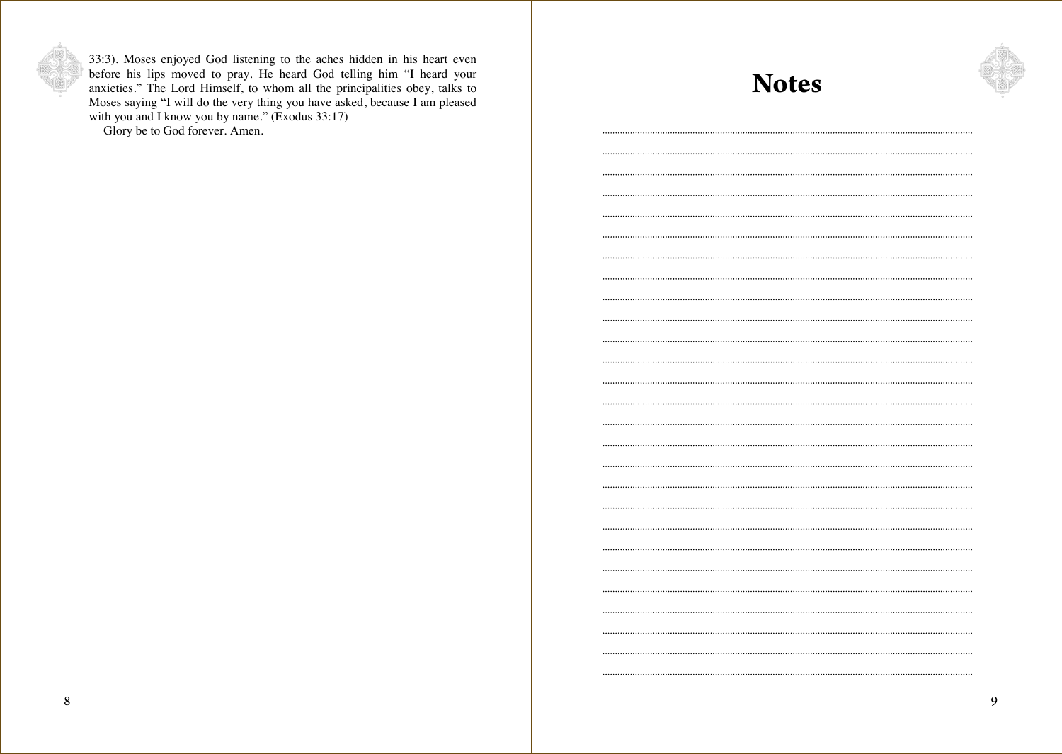33:3). Moses enjoyed God listening to the aches hidden in his heart even before his lips moved to pray. He heard God telling him "I heard your anxieties." The Lord Himself, to whom all the principalities obey, talks to Moses saying "I will do the very thing you have asked, because I am pleased with you and I know you by name." (Exodus 33:17)

Glory be to God forever. Amen.

# Notes

...........................................................................................................................................

...........................................................................................................................................

...........................................................................................................................................

...........................................................................................................................................

...........................................................................................................................................

...........................................................................................................................................

...........................................................................................................................................

...........................................................................................................................................

...........................................................................................................................................

...........................................................................................................................................

...........................................................................................................................................

...........................................................................................................................................

...........................................................................................................................................

...........................................................................................................................................

...........................................................................................................................................

...........................................................................................................................................

...........................................................................................................................................

...........................................................................................................................................

...........................................................................................................................................

...........................................................................................................................................

...........................................................................................................................................

...........................................................................................................................................

...........................................................................................................................................

...........................................................................................................................................

...........................................................................................................................................

...........................................................................................................................................

...........................................................................................................................................